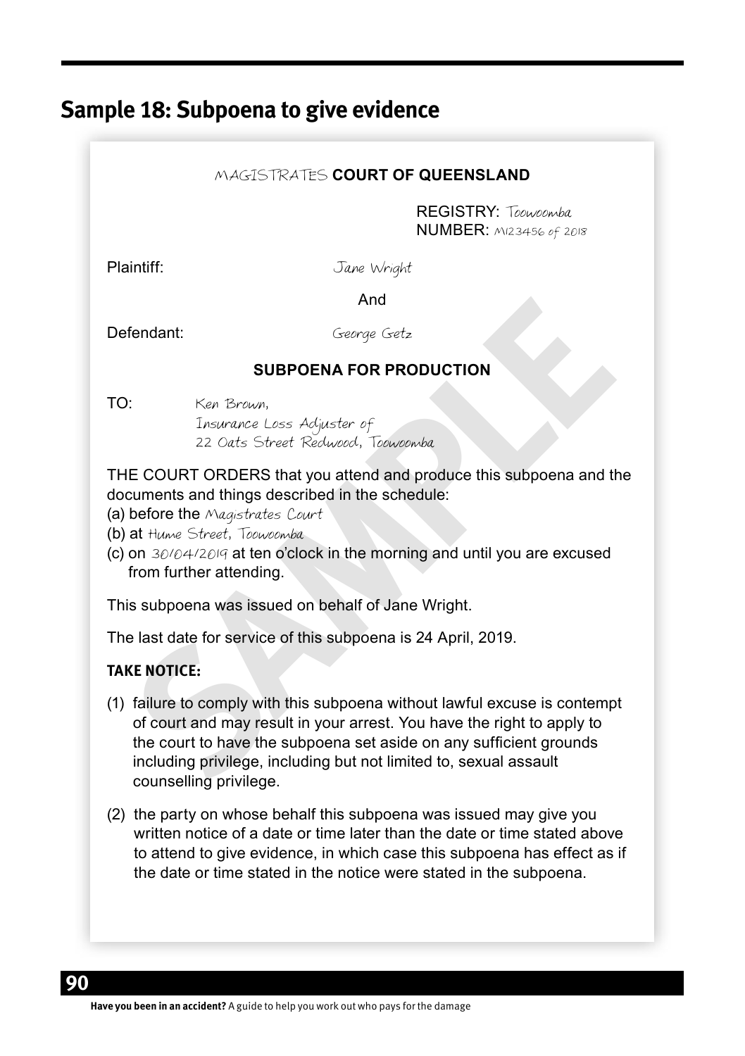# Sample 18: Subpoena to give evidence

MAGISTRATES **COURT OF QUEENSLAND**

REGISTRY: Toowoomba
NUMBER: M123456 of 2018

Plaintiff: Jane Wright

And

Defendant: George Getz

**SUBPOENA FOR PRODUCTION**

TO: Ken Brown,
Insurance Loss Adjuster of
22 Oats Street Redwood, Toowoomba

THE COURT ORDERS that you attend and produce this subpoena and the documents and things described in the schedule:

(a) before the Magistrates Court
(b) at Hume Street, Toowoomba
(c) on 30/04/2019 at ten o'clock in the morning and until you are excused from further attending.

This subpoena was issued on behalf of Jane Wright.

The last date for service of this subpoena is 24 April, 2019.

**TAKE NOTICE:**

(1) failure to comply with this subpoena without lawful excuse is contempt of court and may result in your arrest. You have the right to apply to the court to have the subpoena set aside on any sufficient grounds including privilege, including but not limited to, sexual assault counselling privilege.

(2) the party on whose behalf this subpoena was issued may give you written notice of a date or time later than the date or time stated above to attend to give evidence, in which case this subpoena has effect as if the date or time stated in the notice were stated in the subpoena.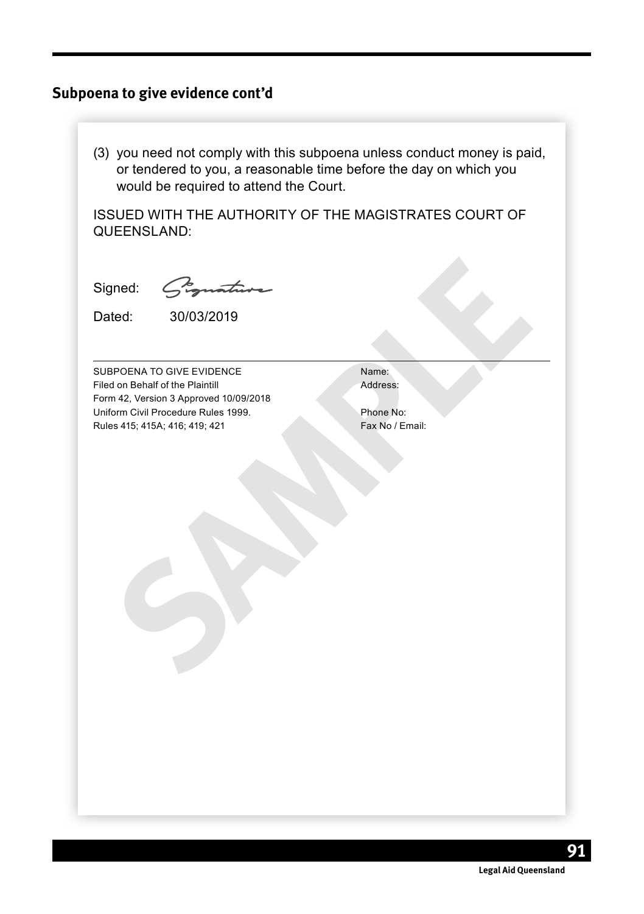## Subpoena to give evidence cont'd

(3) you need not comply with this subpoena unless conduct money is paid, or tendered to you, a reasonable time before the day on which you would be required to attend the Court.

ISSUED WITH THE AUTHORITY OF THE MAGISTRATES COURT OF QUEENSLAND:

Signed: Signature

Dated: 30/03/2019

| | |
|---|---|
| SUBPOENA TO GIVE EVIDENCE | Name: |
| Filed on Behalf of the Plaintill | Address: |
| Form 42, Version 3 Approved 10/09/2018 | |
| Uniform Civil Procedure Rules 1999. | Phone No: |
| Rules 415; 415A; 416; 419; 421 | Fax No / Email: |

SAMPLE